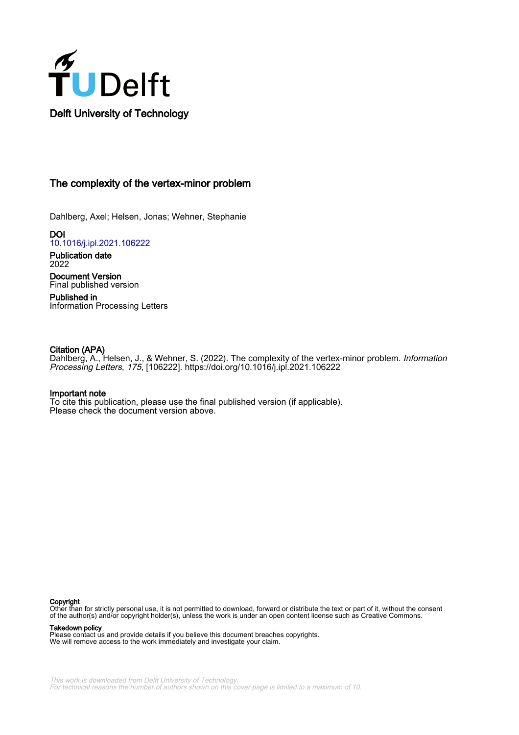Delft University of Technology

# The complexity of the vertex-minor problem

Dahlberg, Axel; Helsen, Jonas; Wehner, Stephanie

**DOI**
10.1016/j.ipl.2021.106222

**Publication date**
2022

**Document Version**
Final published version

**Published in**
Information Processing Letters

**Citation (APA)**
Dahlberg, A., Helsen, J., & Wehner, S. (2022). The complexity of the vertex-minor problem. *Information Processing Letters*, *175*, [106222]. https://doi.org/10.1016/j.ipl.2021.106222

**Important note**
To cite this publication, please use the final published version (if applicable).
Please check the document version above.

**Copyright**
Other than for strictly personal use, it is not permitted to download, forward or distribute the text or part of it, without the consent of the author(s) and/or copyright holder(s), unless the work is under an open content license such as Creative Commons.

**Takedown policy**
Please contact us and provide details if you believe this document breaches copyrights.
We will remove access to the work immediately and investigate your claim.

This work is downloaded from Delft University of Technology.
For technical reasons the number of authors shown on this cover page is limited to a maximum of 10.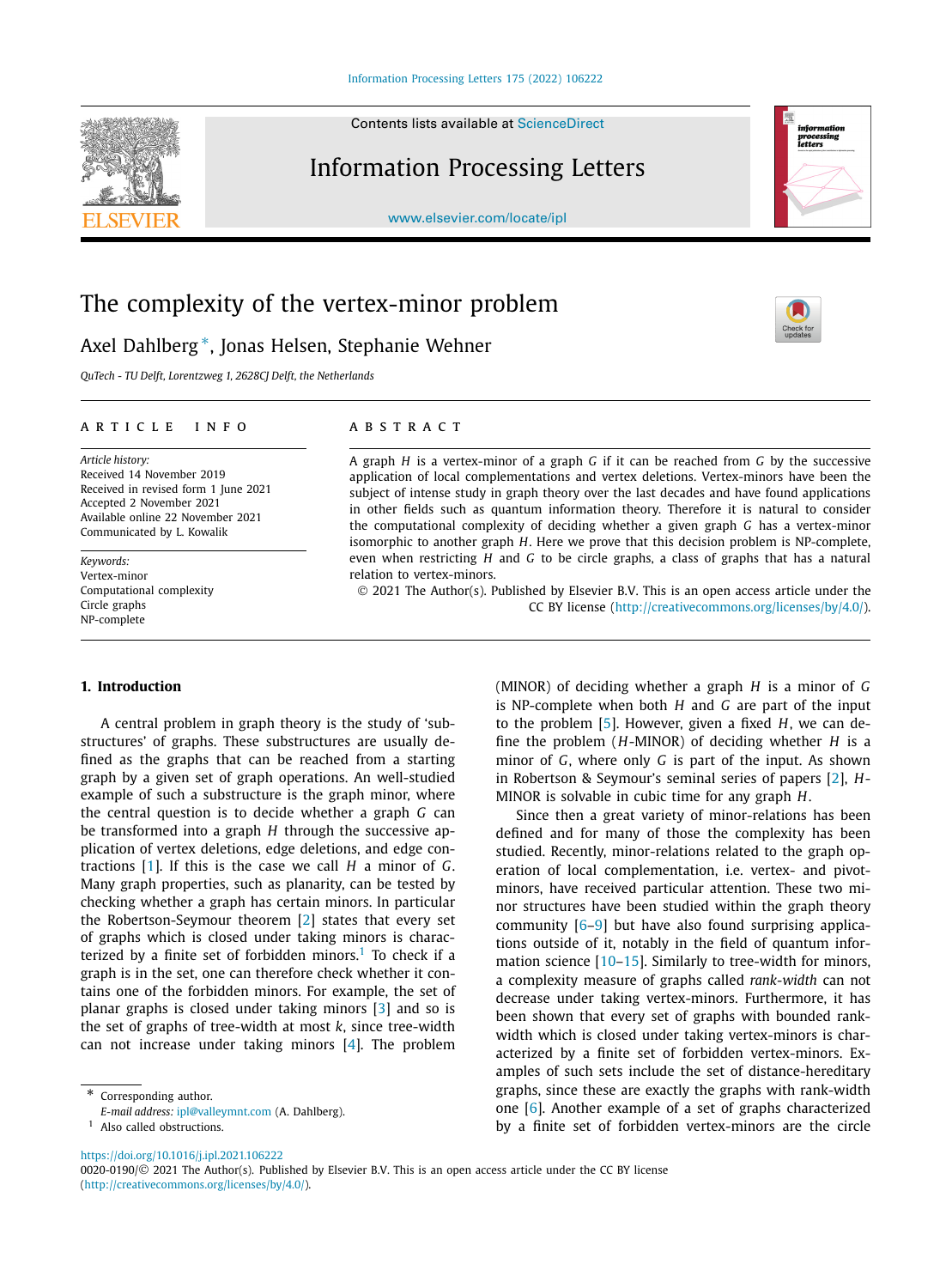# The complexity of the vertex-minor problem

Axel Dahlberg *, Jonas Helsen, Stephanie Wehner

*QuTech - TU Delft, Lorentzweg 1, 2628CJ Delft, the Netherlands*

## ARTICLE INFO

*Article history:*
Received 14 November 2019
Received in revised form 1 June 2021
Accepted 2 November 2021
Available online 22 November 2021
Communicated by L. Kowalik

*Keywords:*
Vertex-minor
Computational complexity
Circle graphs
NP-complete

## ABSTRACT

A graph $H$ is a vertex-minor of a graph $G$ if it can be reached from $G$ by the successive application of local complementations and vertex deletions. Vertex-minors have been the subject of intense study in graph theory over the last decades and have found applications in other fields such as quantum information theory. Therefore it is natural to consider the computational complexity of deciding whether a given graph $G$ has a vertex-minor isomorphic to another graph $H$. Here we prove that this decision problem is NP-complete, even when restricting $H$ and $G$ to be circle graphs, a class of graphs that has a natural relation to vertex-minors.

© 2021 The Author(s). Published by Elsevier B.V. This is an open access article under the CC BY license (http://creativecommons.org/licenses/by/4.0/).

## 1. Introduction

A central problem in graph theory is the study of 'substructures' of graphs. These substructures are usually defined as the graphs that can be reached from a starting graph by a given set of graph operations. An well-studied example of such a substructure is the graph minor, where the central question is to decide whether a graph $G$ can be transformed into a graph $H$ through the successive application of vertex deletions, edge deletions, and edge contractions [1]. If this is the case we call $H$ a minor of $G$. Many graph properties, such as planarity, can be tested by checking whether a graph has certain minors. In particular the Robertson-Seymour theorem [2] states that every set of graphs which is closed under taking minors is characterized by a finite set of forbidden minors.[1] To check if a graph is in the set, one can therefore check whether it contains one of the forbidden minors. For example, the set of planar graphs is closed under taking minors [3] and so is the set of graphs of tree-width at most $k$, since tree-width can not increase under taking minors [4]. The problem (MINOR) of deciding whether a graph $H$ is a minor of $G$ is NP-complete when both $H$ and $G$ are part of the input to the problem [5]. However, given a fixed $H$, we can define the problem ($H$-MINOR) of deciding whether $H$ is a minor of $G$, where only $G$ is part of the input. As shown in Robertson & Seymour's seminal series of papers [2], $H$-MINOR is solvable in cubic time for any graph $H$.

Since then a great variety of minor-relations has been defined and for many of those the complexity has been studied. Recently, minor-relations related to the graph operation of local complementation, i.e. vertex- and pivot-minors, have received particular attention. These two minor structures have been studied within the graph theory community [6–9] but have also found surprising applications outside of it, notably in the field of quantum information science [10–15]. Similarly to tree-width for minors, a complexity measure of graphs called *rank-width* can not decrease under taking vertex-minors. Furthermore, it has been shown that every set of graphs with bounded rank-width which is closed under taking vertex-minors is characterized by a finite set of forbidden vertex-minors. Examples of such sets include the set of distance-hereditary graphs, since these are exactly the graphs with rank-width one [6]. Another example of a set of graphs characterized by a finite set of forbidden vertex-minors are the circle

\* Corresponding author.
*E-mail address:* ipl@valleymnt.com (A. Dahlberg).

[1] Also called obstructions.

https://doi.org/10.1016/j.ipl.2021.106222
0020-0190/© 2021 The Author(s). Published by Elsevier B.V. This is an open access article under the CC BY license (http://creativecommons.org/licenses/by/4.0/).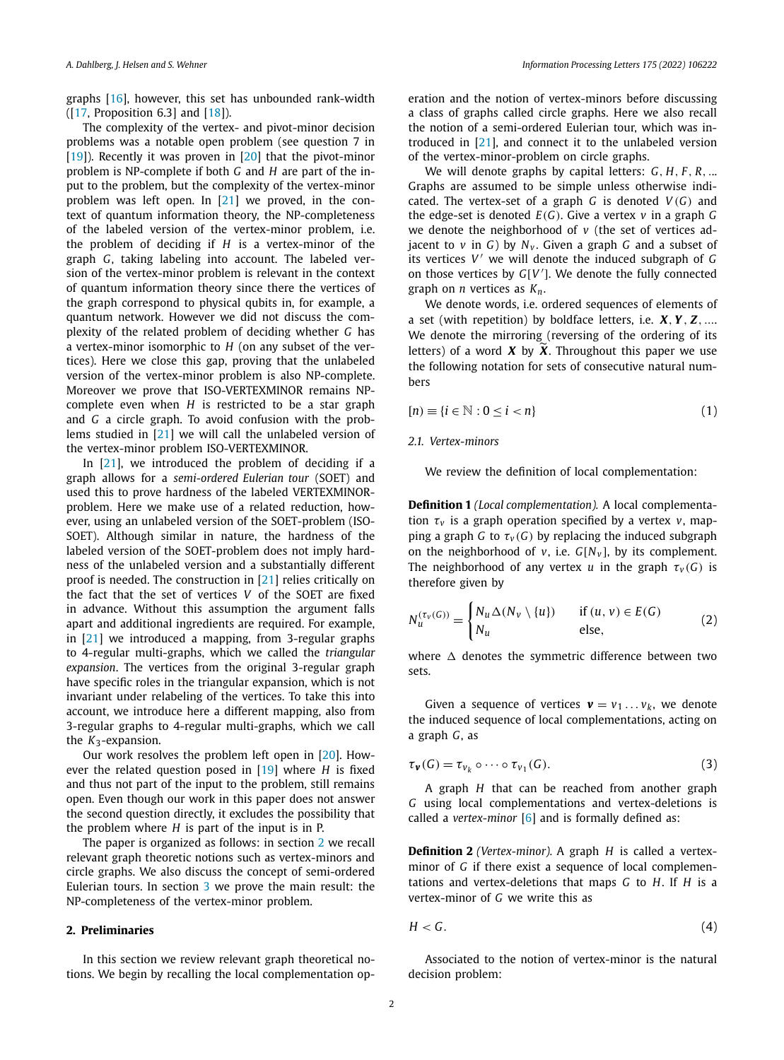graphs [16], however, this set has unbounded rank-width ([17, Proposition 6.3] and [18]).

The complexity of the vertex- and pivot-minor decision problems was a notable open problem (see question 7 in [19]). Recently it was proven in [20] that the pivot-minor problem is NP-complete if both $G$ and $H$ are part of the input to the problem, but the complexity of the vertex-minor problem was left open. In [21] we proved, in the context of quantum information theory, the NP-completeness of the labeled version of the vertex-minor problem, i.e. the problem of deciding if $H$ is a vertex-minor of the graph $G$, taking labeling into account. The labeled version of the vertex-minor problem is relevant in the context of quantum information theory since there the vertices of the graph correspond to physical qubits in, for example, a quantum network. However we did not discuss the complexity of the related problem of deciding whether $G$ has a vertex-minor isomorphic to $H$ (on any subset of the vertices). Here we close this gap, proving that the unlabeled version of the vertex-minor problem is also NP-complete. Moreover we prove that ISO-VERTEXMINOR remains NP-complete even when $H$ is restricted to be a star graph and $G$ a circle graph. To avoid confusion with the problems studied in [21] we will call the unlabeled version of the vertex-minor problem ISO-VERTEXMINOR.

In [21], we introduced the problem of deciding if a graph allows for a *semi-ordered Eulerian tour* (SOET) and used this to prove hardness of the labeled VERTEXMINOR-problem. Here we make use of a related reduction, however, using an unlabeled version of the SOET-problem (ISO-SOET). Although similar in nature, the hardness of the labeled version of the SOET-problem does not imply hardness of the unlabeled version and a substantially different proof is needed. The construction in [21] relies critically on the fact that the set of vertices $V$ of the SOET are fixed in advance. Without this assumption the argument falls apart and additional ingredients are required. For example, in [21] we introduced a mapping, from 3-regular graphs to 4-regular multi-graphs, which we called the *triangular expansion*. The vertices from the original 3-regular graph have specific roles in the triangular expansion, which is not invariant under relabeling of the vertices. To take this into account, we introduce here a different mapping, also from 3-regular graphs to 4-regular multi-graphs, which we call the $K_3$-expansion.

Our work resolves the problem left open in [20]. However the related question posed in [19] where $H$ is fixed and thus not part of the input to the problem, still remains open. Even though our work in this paper does not answer the second question directly, it excludes the possibility that the problem where $H$ is part of the input is in P.

The paper is organized as follows: in section 2 we recall relevant graph theoretic notions such as vertex-minors and circle graphs. We also discuss the concept of semi-ordered Eulerian tours. In section 3 we prove the main result: the NP-completeness of the vertex-minor problem.

## 2. Preliminaries

In this section we review relevant graph theoretical notions. We begin by recalling the local complementation operation and the notion of vertex-minors before discussing a class of graphs called circle graphs. Here we also recall the notion of a semi-ordered Eulerian tour, which was introduced in [21], and connect it to the unlabeled version of the vertex-minor-problem on circle graphs.

We will denote graphs by capital letters: $G, H, F, R, \ldots$ Graphs are assumed to be simple unless otherwise indicated. The vertex-set of a graph $G$ is denoted $V(G)$ and the edge-set is denoted $E(G)$. Give a vertex $v$ in a graph $G$ we denote the neighborhood of $v$ (the set of vertices adjacent to $v$ in $G$) by $N_v$. Given a graph $G$ and a subset of its vertices $V'$ we will denote the induced subgraph of $G$ on those vertices by $G[V']$. We denote the fully connected graph on $n$ vertices as $K_n$.

We denote words, i.e. ordered sequences of elements of a set (with repetition) by boldface letters, i.e. $\boldsymbol{X}, \boldsymbol{Y}, \boldsymbol{Z}, \ldots$. We denote the mirroring (reversing of the ordering of its letters) of a word $\boldsymbol{X}$ by $\widetilde{\boldsymbol{X}}$. Throughout this paper we use the following notation for sets of consecutive natural numbers

$$[n] \equiv \{i \in \mathbb{N} : 0 \leq i < n\} \tag{1}$$

### 2.1. Vertex-minors

We review the definition of local complementation:

**Definition 1** *(Local complementation).* A local complementation $\tau_v$ is a graph operation specified by a vertex $v$, mapping a graph $G$ to $\tau_v(G)$ by replacing the induced subgraph on the neighborhood of $v$, i.e. $G[N_v]$, by its complement. The neighborhood of any vertex $u$ in the graph $\tau_v(G)$ is therefore given by

$$N_u^{(\tau_v(G))} = \begin{cases} N_u \Delta (N_v \setminus \{u\}) & \text{if } (u,v) \in E(G) \\ N_u & \text{else,} \end{cases} \tag{2}$$

where $\Delta$ denotes the symmetric difference between two sets.

Given a sequence of vertices $\boldsymbol{v} = v_1 \ldots v_k$, we denote the induced sequence of local complementations, acting on a graph $G$, as

$$\tau_{\boldsymbol{v}}(G) = \tau_{v_k} \circ \cdots \circ \tau_{v_1}(G). \tag{3}$$

A graph $H$ that can be reached from another graph $G$ using local complementations and vertex-deletions is called a *vertex-minor* [6] and is formally defined as:

**Definition 2** *(Vertex-minor).* A graph $H$ is called a vertex-minor of $G$ if there exist a sequence of local complementations and vertex-deletions that maps $G$ to $H$. If $H$ is a vertex-minor of $G$ we write this as

$$H < G. \tag{4}$$

Associated to the notion of vertex-minor is the natural decision problem: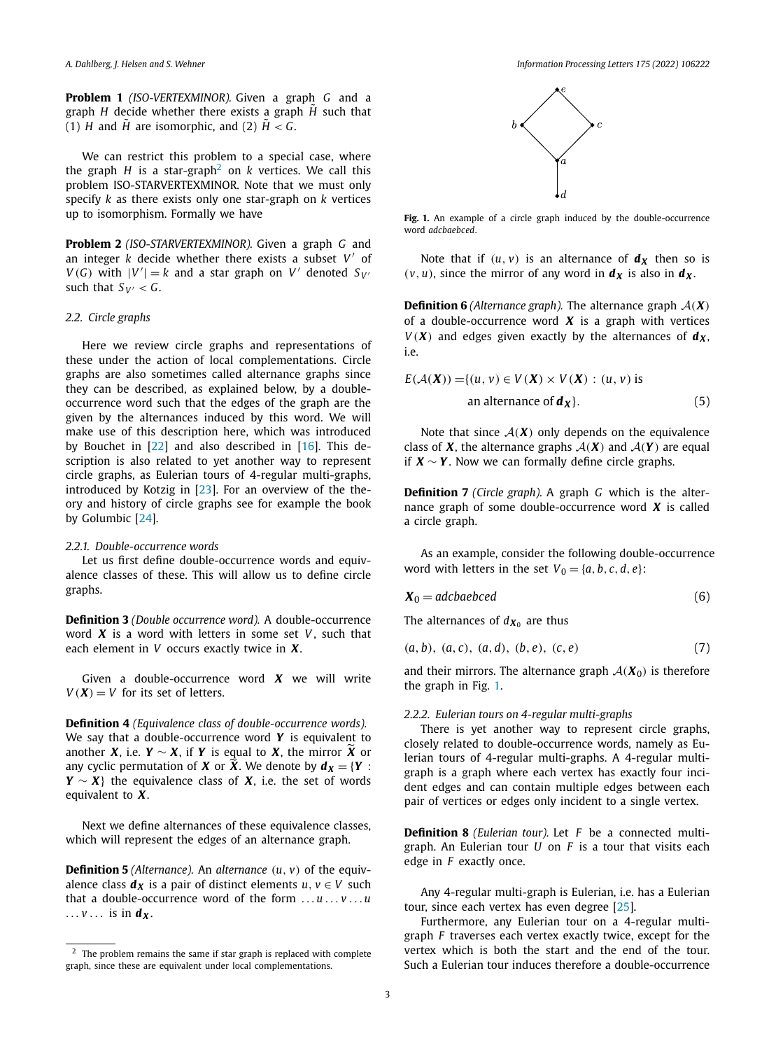**Problem 1** *(ISO-VERTEXMINOR).* Given a graph $G$ and a graph $H$ decide whether there exists a graph $\tilde{H}$ such that (1) $H$ and $\tilde{H}$ are isomorphic, and (2) $\tilde{H} < G$.

We can restrict this problem to a special case, where the graph $H$ is a star-graph[2] on $k$ vertices. We call this problem ISO-STARVERTEXMINOR. Note that we must only specify $k$ as there exists only one star-graph on $k$ vertices up to isomorphism. Formally we have

**Problem 2** *(ISO-STARVERTEXMINOR).* Given a graph $G$ and an integer $k$ decide whether there exists a subset $V'$ of $V(G)$ with $|V'| = k$ and a star graph on $V'$ denoted $S_{V'}$ such that $S_{V'} < G$.

### 2.2. Circle graphs

Here we review circle graphs and representations of these under the action of local complementations. Circle graphs are also sometimes called alternance graphs since they can be described, as explained below, by a double-occurrence word such that the edges of the graph are the given by the alternances induced by this word. We will make use of this description here, which was introduced by Bouchet in [22] and also described in [16]. This description is also related to yet another way to represent circle graphs, as Eulerian tours of 4-regular multi-graphs, introduced by Kotzig in [23]. For an overview of the theory and history of circle graphs see for example the book by Golumbic [24].

#### 2.2.1. Double-occurrence words

Let us first define double-occurrence words and equivalence classes of these. This will allow us to define circle graphs.

**Definition 3** *(Double occurrence word).* A double-occurrence word $\boldsymbol{X}$ is a word with letters in some set $V$, such that each element in $V$ occurs exactly twice in $\boldsymbol{X}$.

Given a double-occurrence word $\boldsymbol{X}$ we will write $V(\boldsymbol{X}) = V$ for its set of letters.

**Definition 4** *(Equivalence class of double-occurrence words).* We say that a double-occurrence word $\boldsymbol{Y}$ is equivalent to another $\boldsymbol{X}$, i.e. $\boldsymbol{Y} \sim \boldsymbol{X}$, if $\boldsymbol{Y}$ is equal to $\boldsymbol{X}$, the mirror $\widetilde{\boldsymbol{X}}$ or any cyclic permutation of $\boldsymbol{X}$ or $\widetilde{\boldsymbol{X}}$. We denote by $\boldsymbol{d_X} = \{\boldsymbol{Y} : \boldsymbol{Y} \sim \boldsymbol{X}\}$ the equivalence class of $\boldsymbol{X}$, i.e. the set of words equivalent to $\boldsymbol{X}$.

Next we define alternances of these equivalence classes, which will represent the edges of an alternance graph.

**Definition 5** *(Alternance).* An *alternance* $(u, v)$ of the equivalence class $\boldsymbol{d_X}$ is a pair of distinct elements $u, v \in V$ such that a double-occurrence word of the form $\dots u \dots v \dots u \dots v \dots$ is in $\boldsymbol{d_X}$.

**Fig. 1.** An example of a circle graph induced by the double-occurrence word *adcbaebced*.

Note that if $(u, v)$ is an alternance of $\boldsymbol{d_X}$ then so is $(v, u)$, since the mirror of any word in $\boldsymbol{d_X}$ is also in $\boldsymbol{d_X}$.

**Definition 6** *(Alternance graph).* The alternance graph $\mathcal{A}(\boldsymbol{X})$ of a double-occurrence word $\boldsymbol{X}$ is a graph with vertices $V(\boldsymbol{X})$ and edges given exactly by the alternances of $\boldsymbol{d_X}$, i.e.

$$E(\mathcal{A}(\boldsymbol{X})) = \{(u, v) \in V(\boldsymbol{X}) \times V(\boldsymbol{X}) : (u, v) \text{ is an alternance of } \boldsymbol{d_X}\}. \tag{5}$$

Note that since $\mathcal{A}(\boldsymbol{X})$ only depends on the equivalence class of $\boldsymbol{X}$, the alternance graphs $\mathcal{A}(\boldsymbol{X})$ and $\mathcal{A}(\boldsymbol{Y})$ are equal if $\boldsymbol{X} \sim \boldsymbol{Y}$. Now we can formally define circle graphs.

**Definition 7** *(Circle graph).* A graph $G$ which is the alternance graph of some double-occurrence word $\boldsymbol{X}$ is called a circle graph.

As an example, consider the following double-occurrence word with letters in the set $V_0 = \{a, b, c, d, e\}$:

$$\boldsymbol{X}_0 = adcbaebced \tag{6}$$

The alternances of $d_{\boldsymbol{X}_0}$ are thus

$$(a, b),\ (a, c),\ (a, d),\ (b, e),\ (c, e) \tag{7}$$

and their mirrors. The alternance graph $\mathcal{A}(\boldsymbol{X}_0)$ is therefore the graph in Fig. 1.

#### 2.2.2. Eulerian tours on 4-regular multi-graphs

There is yet another way to represent circle graphs, closely related to double-occurrence words, namely as Eulerian tours of 4-regular multi-graphs. A 4-regular multi-graph is a graph where each vertex has exactly four incident edges and can contain multiple edges between each pair of vertices or edges only incident to a single vertex.

**Definition 8** *(Eulerian tour).* Let $F$ be a connected multi-graph. An Eulerian tour $U$ on $F$ is a tour that visits each edge in $F$ exactly once.

Any 4-regular multi-graph is Eulerian, i.e. has a Eulerian tour, since each vertex has even degree [25].

Furthermore, any Eulerian tour on a 4-regular multi-graph $F$ traverses each vertex exactly twice, except for the vertex which is both the start and the end of the tour. Such a Eulerian tour induces therefore a double-occurrence

[2] The problem remains the same if star graph is replaced with complete graph, since these are equivalent under local complementations.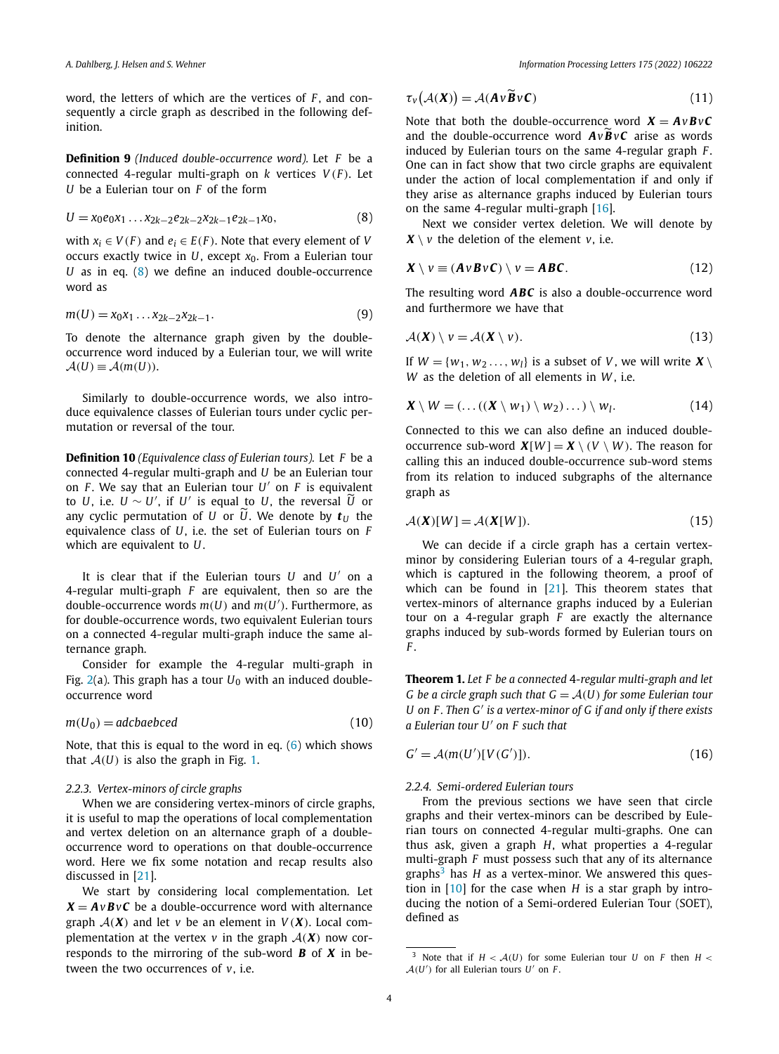word, the letters of which are the vertices of $F$, and consequently a circle graph as described in the following definition.

**Definition 9** *(Induced double-occurrence word).* Let $F$ be a connected 4-regular multi-graph on $k$ vertices $V(F)$. Let $U$ be a Eulerian tour on $F$ of the form

$$U = x_0 e_0 x_1 \dots x_{2k-2} e_{2k-2} x_{2k-1} e_{2k-1} x_0, \tag{8}$$

with $x_i \in V(F)$ and $e_i \in E(F)$. Note that every element of $V$ occurs exactly twice in $U$, except $x_0$. From a Eulerian tour $U$ as in eq. (8) we define an induced double-occurrence word as

$$m(U) = x_0 x_1 \dots x_{2k-2} x_{2k-1}. \tag{9}$$

To denote the alternance graph given by the double-occurrence word induced by a Eulerian tour, we will write $\mathcal{A}(U) \equiv \mathcal{A}(m(U))$.

Similarly to double-occurrence words, we also introduce equivalence classes of Eulerian tours under cyclic permutation or reversal of the tour.

**Definition 10** *(Equivalence class of Eulerian tours).* Let $F$ be a connected 4-regular multi-graph and $U$ be an Eulerian tour on $F$. We say that an Eulerian tour $U'$ on $F$ is equivalent to $U$, i.e. $U \sim U'$, if $U'$ is equal to $U$, the reversal $\widetilde{U}$ or any cyclic permutation of $U$ or $\widetilde{U}$. We denote by $\boldsymbol{t}_U$ the equivalence class of $U$, i.e. the set of Eulerian tours on $F$ which are equivalent to $U$.

It is clear that if the Eulerian tours $U$ and $U'$ on a 4-regular multi-graph $F$ are equivalent, then so are the double-occurrence words $m(U)$ and $m(U')$. Furthermore, as for double-occurrence words, two equivalent Eulerian tours on a connected 4-regular multi-graph induce the same alternance graph.

Consider for example the 4-regular multi-graph in Fig. 2(a). This graph has a tour $U_0$ with an induced double-occurrence word

$$m(U_0) = adcbaebced \tag{10}$$

Note, that this is equal to the word in eq. (6) which shows that $\mathcal{A}(U)$ is also the graph in Fig. 1.

### 2.2.3. Vertex-minors of circle graphs

When we are considering vertex-minors of circle graphs, it is useful to map the operations of local complementation and vertex deletion on an alternance graph of a double-occurrence word to operations on that double-occurrence word. Here we fix some notation and recap results also discussed in [21].

We start by considering local complementation. Let $\boldsymbol{X} = \boldsymbol{A} v \boldsymbol{B} v \boldsymbol{C}$ be a double-occurrence word with alternance graph $\mathcal{A}(\boldsymbol{X})$ and let $v$ be an element in $V(\boldsymbol{X})$. Local complementation at the vertex $v$ in the graph $\mathcal{A}(\boldsymbol{X})$ now corresponds to the mirroring of the sub-word $\boldsymbol{B}$ of $\boldsymbol{X}$ in between the two occurrences of $v$, i.e.

$$\tau_v(\mathcal{A}(\boldsymbol{X})) = \mathcal{A}(\boldsymbol{A} v \widetilde{\boldsymbol{B}} v \boldsymbol{C}) \tag{11}$$

Note that both the double-occurrence word $\boldsymbol{X} = \boldsymbol{A} v \boldsymbol{B} v \boldsymbol{C}$ and the double-occurrence word $\boldsymbol{A} v \widetilde{\boldsymbol{B}} v \boldsymbol{C}$ arise as words induced by Eulerian tours on the same 4-regular graph $F$. One can in fact show that two circle graphs are equivalent under the action of local complementation if and only if they arise as alternance graphs induced by Eulerian tours on the same 4-regular multi-graph [16].

Next we consider vertex deletion. We will denote by $\boldsymbol{X} \setminus v$ the deletion of the element $v$, i.e.

$$\boldsymbol{X} \setminus v \equiv (\boldsymbol{A} v \boldsymbol{B} v \boldsymbol{C}) \setminus v = \boldsymbol{A}\boldsymbol{B}\boldsymbol{C}. \tag{12}$$

The resulting word $\boldsymbol{ABC}$ is also a double-occurrence word and furthermore we have that

$$\mathcal{A}(\boldsymbol{X}) \setminus v = \mathcal{A}(\boldsymbol{X} \setminus v). \tag{13}$$

If $W = \{w_1, w_2 \dots, w_l\}$ is a subset of $V$, we will write $\boldsymbol{X} \setminus W$ as the deletion of all elements in $W$, i.e.

$$\boldsymbol{X} \setminus W = (\dots((\boldsymbol{X} \setminus w_1) \setminus w_2)\dots) \setminus w_l. \tag{14}$$

Connected to this we can also define an induced double-occurrence sub-word $\boldsymbol{X}[W] = \boldsymbol{X} \setminus (V \setminus W)$. The reason for calling this an induced double-occurrence sub-word stems from its relation to induced subgraphs of the alternance graph as

$$\mathcal{A}(\boldsymbol{X})[W] = \mathcal{A}(\boldsymbol{X}[W]). \tag{15}$$

We can decide if a circle graph has a certain vertex-minor by considering Eulerian tours of a 4-regular graph, which is captured in the following theorem, a proof of which can be found in [21]. This theorem states that vertex-minors of alternance graphs induced by a Eulerian tour on a 4-regular graph $F$ are exactly the alternance graphs induced by sub-words formed by Eulerian tours on $F$.

**Theorem 1.** *Let $F$ be a connected 4-regular multi-graph and let $G$ be a circle graph such that $G = \mathcal{A}(U)$ for some Eulerian tour $U$ on $F$. Then $G'$ is a vertex-minor of $G$ if and only if there exists a Eulerian tour $U'$ on $F$ such that*

$$G' = \mathcal{A}(m(U')[V(G')]). \tag{16}$$

### 2.2.4. Semi-ordered Eulerian tours

From the previous sections we have seen that circle graphs and their vertex-minors can be described by Eulerian tours on connected 4-regular multi-graphs. One can thus ask, given a graph $H$, what properties a 4-regular multi-graph $F$ must possess such that any of its alternance graphs[3] has $H$ as a vertex-minor. We answered this question in [10] for the case when $H$ is a star graph by introducing the notion of a Semi-ordered Eulerian Tour (SOET), defined as

[3] Note that if $H < \mathcal{A}(U)$ for some Eulerian tour $U$ on $F$ then $H < \mathcal{A}(U')$ for all Eulerian tours $U'$ on $F$.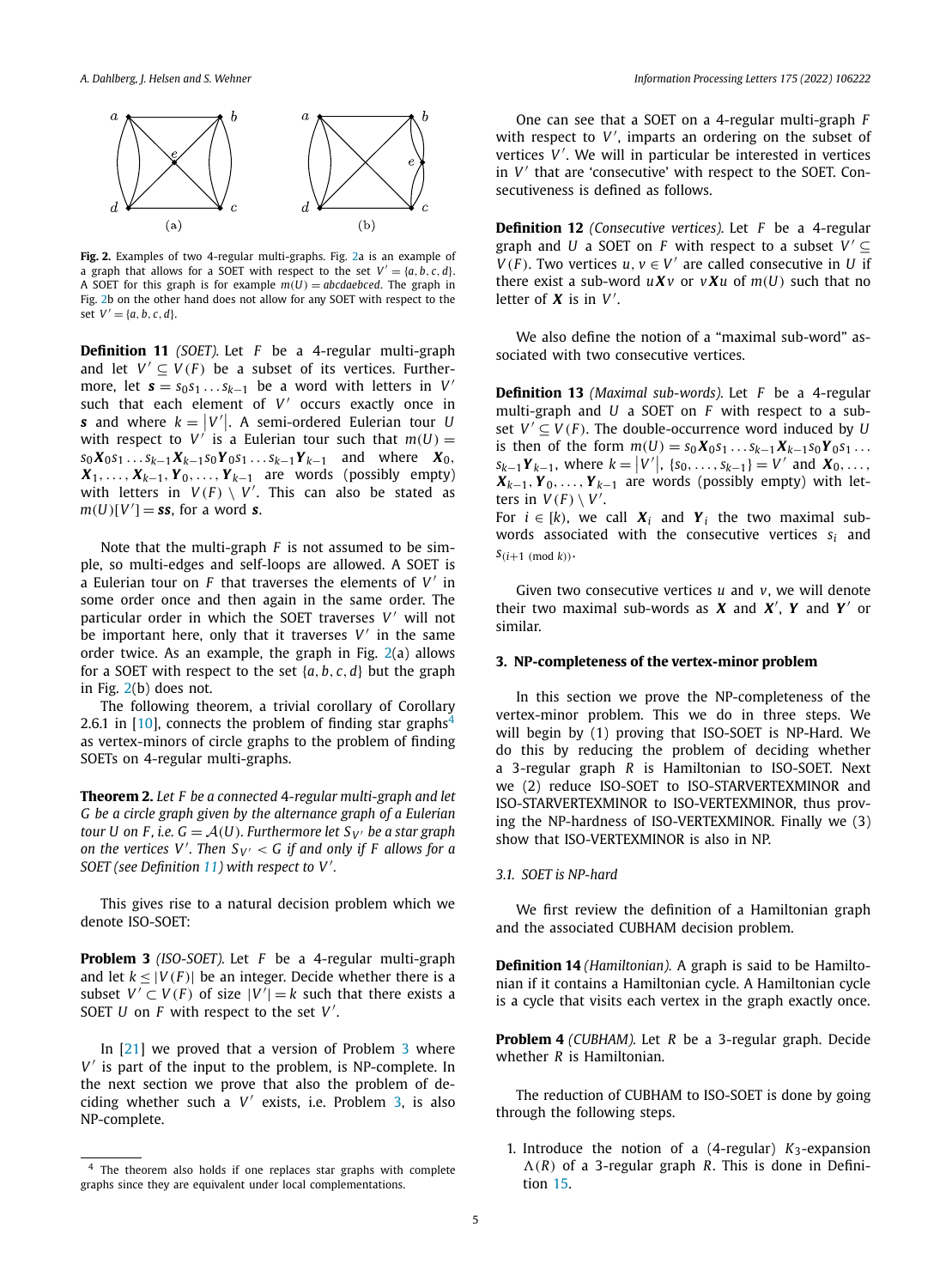Fig. 2. Examples of two 4-regular multi-graphs. Fig. 2a is an example of a graph that allows for a SOET with respect to the set $V' = \{a, b, c, d\}$. A SOET for this graph is for example $m(U) = abcdaebced$. The graph in Fig. 2b on the other hand does not allow for any SOET with respect to the set $V' = \{a, b, c, d\}$.

**Definition 11** *(SOET).* Let $F$ be a 4-regular multi-graph and let $V' \subseteq V(F)$ be a subset of its vertices. Furthermore, let $\boldsymbol{s} = s_0 s_1 \dots s_{k-1}$ be a word with letters in $V'$ such that each element of $V'$ occurs exactly once in $\boldsymbol{s}$ and where $k = |V'|$. A semi-ordered Eulerian tour $U$ with respect to $V'$ is a Eulerian tour such that $m(U) = s_0 \boldsymbol{X}_0 s_1 \dots s_{k-1} \boldsymbol{X}_{k-1} s_0 \boldsymbol{Y}_0 s_1 \dots s_{k-1} \boldsymbol{Y}_{k-1}$ and where $\boldsymbol{X}_0, \boldsymbol{X}_1, \dots, \boldsymbol{X}_{k-1}, \boldsymbol{Y}_0, \dots, \boldsymbol{Y}_{k-1}$ are words (possibly empty) with letters in $V(F) \setminus V'$. This can also be stated as $m(U)[V'] = \boldsymbol{ss}$, for a word $\boldsymbol{s}$.

Note that the multi-graph $F$ is not assumed to be simple, so multi-edges and self-loops are allowed. A SOET is a Eulerian tour on $F$ that traverses the elements of $V'$ in some order once and then again in the same order. The particular order in which the SOET traverses $V'$ will not be important here, only that it traverses $V'$ in the same order twice. As an example, the graph in Fig. 2(a) allows for a SOET with respect to the set $\{a, b, c, d\}$ but the graph in Fig. 2(b) does not.

The following theorem, a trivial corollary of Corollary 2.6.1 in [10], connects the problem of finding star graphs[4] as vertex-minors of circle graphs to the problem of finding SOETs on 4-regular multi-graphs.

**Theorem 2.** *Let $F$ be a connected 4-regular multi-graph and let $G$ be a circle graph given by the alternance graph of a Eulerian tour $U$ on $F$, i.e. $G = \mathcal{A}(U)$. Furthermore let $S_{V'}$ be a star graph on the vertices $V'$. Then $S_{V'} < G$ if and only if $F$ allows for a SOET (see Definition 11) with respect to $V'$.*

This gives rise to a natural decision problem which we denote ISO-SOET:

**Problem 3** *(ISO-SOET).* Let $F$ be a 4-regular multi-graph and let $k \leq |V(F)|$ be an integer. Decide whether there is a subset $V' \subset V(F)$ of size $|V'| = k$ such that there exists a SOET $U$ on $F$ with respect to the set $V'$.

In [21] we proved that a version of Problem 3 where $V'$ is part of the input to the problem, is NP-complete. In the next section we prove that also the problem of deciding whether such a $V'$ exists, i.e. Problem 3, is also NP-complete.

[4] The theorem also holds if one replaces star graphs with complete graphs since they are equivalent under local complementations.

One can see that a SOET on a 4-regular multi-graph $F$ with respect to $V'$, imparts an ordering on the subset of vertices $V'$. We will in particular be interested in vertices in $V'$ that are 'consecutive' with respect to the SOET. Consecutiveness is defined as follows.

**Definition 12** *(Consecutive vertices).* Let $F$ be a 4-regular graph and $U$ a SOET on $F$ with respect to a subset $V' \subseteq V(F)$. Two vertices $u, v \in V'$ are called consecutive in $U$ if there exist a sub-word $u\boldsymbol{X}v$ or $v\boldsymbol{X}u$ of $m(U)$ such that no letter of $\boldsymbol{X}$ is in $V'$.

We also define the notion of a "maximal sub-word" associated with two consecutive vertices.

**Definition 13** *(Maximal sub-words).* Let $F$ be a 4-regular multi-graph and $U$ a SOET on $F$ with respect to a subset $V' \subseteq V(F)$. The double-occurrence word induced by $U$ is then of the form $m(U) = s_0 \boldsymbol{X}_0 s_1 \dots s_{k-1} \boldsymbol{X}_{k-1} s_0 \boldsymbol{Y}_0 s_1 \dots s_{k-1} \boldsymbol{Y}_{k-1}$, where $k = |V'|$, $\{s_0, \dots, s_{k-1}\} = V'$ and $\boldsymbol{X}_0, \dots, \boldsymbol{X}_{k-1}, \boldsymbol{Y}_0, \dots, \boldsymbol{Y}_{k-1}$ are words (possibly empty) with letters in $V(F) \setminus V'$.
For $i \in [k)$, we call $\boldsymbol{X}_i$ and $\boldsymbol{Y}_i$ the two maximal sub-words associated with the consecutive vertices $s_i$ and $s_{(i+1 \pmod k)}$.

Given two consecutive vertices $u$ and $v$, we will denote their two maximal sub-words as $\boldsymbol{X}$ and $\boldsymbol{X}'$, $\boldsymbol{Y}$ and $\boldsymbol{Y}'$ or similar.

## 3. NP-completeness of the vertex-minor problem

In this section we prove the NP-completeness of the vertex-minor problem. This we do in three steps. We will begin by (1) proving that ISO-SOET is NP-Hard. We do this by reducing the problem of deciding whether a 3-regular graph $R$ is Hamiltonian to ISO-SOET. Next we (2) reduce ISO-SOET to ISO-STARVERTEXMINOR and ISO-STARVERTEXMINOR to ISO-VERTEXMINOR, thus proving the NP-hardness of ISO-VERTEXMINOR. Finally we (3) show that ISO-VERTEXMINOR is also in NP.

### 3.1. SOET is NP-hard

We first review the definition of a Hamiltonian graph and the associated CUBHAM decision problem.

**Definition 14** *(Hamiltonian).* A graph is said to be Hamiltonian if it contains a Hamiltonian cycle. A Hamiltonian cycle is a cycle that visits each vertex in the graph exactly once.

**Problem 4** *(CUBHAM).* Let $R$ be a 3-regular graph. Decide whether $R$ is Hamiltonian.

The reduction of CUBHAM to ISO-SOET is done by going through the following steps.

1. Introduce the notion of a (4-regular) $K_3$-expansion $\Lambda(R)$ of a 3-regular graph $R$. This is done in Definition 15.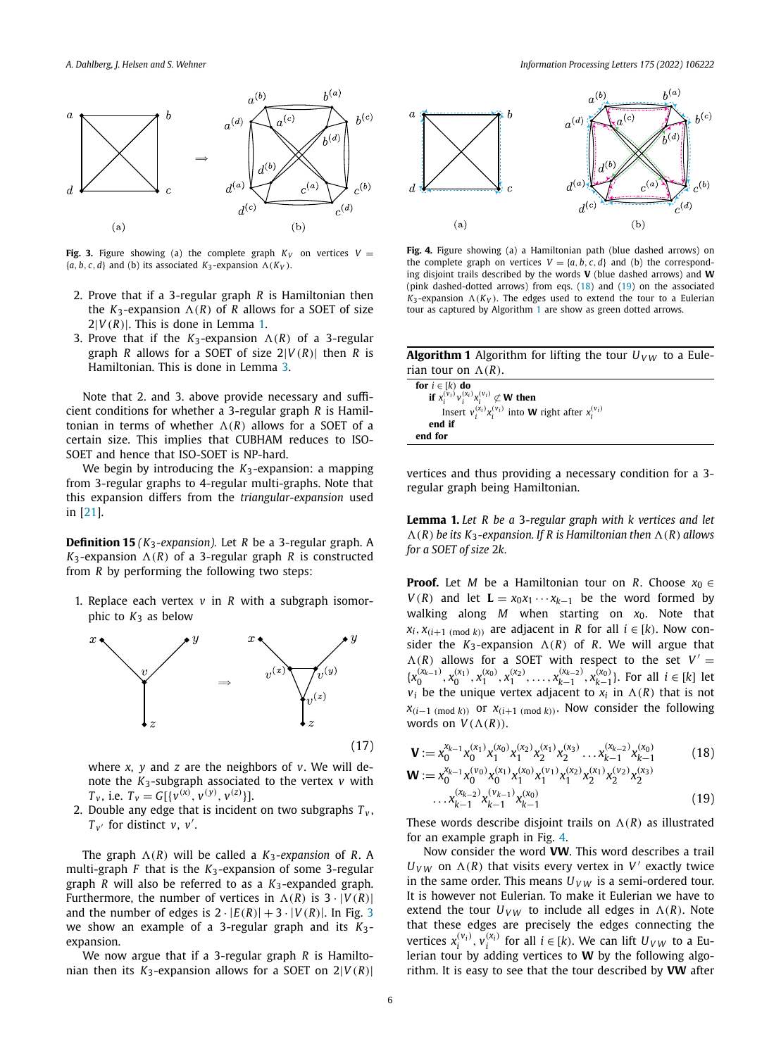**Fig. 3.** Figure showing (a) the complete graph $K_V$ on vertices $V = \{a, b, c, d\}$ and (b) its associated $K_3$-expansion $\Lambda(K_V)$.

2. Prove that if a 3-regular graph $R$ is Hamiltonian then the $K_3$-expansion $\Lambda(R)$ of $R$ allows for a SOET of size $2|V(R)|$. This is done in Lemma 1.
3. Prove that if the $K_3$-expansion $\Lambda(R)$ of a 3-regular graph $R$ allows for a SOET of size $2|V(R)|$ then $R$ is Hamiltonian. This is done in Lemma 3.

Note that 2. and 3. above provide necessary and sufficient conditions for whether a 3-regular graph $R$ is Hamiltonian in terms of whether $\Lambda(R)$ allows for a SOET of a certain size. This implies that CUBHAM reduces to ISO-SOET and hence that ISO-SOET is NP-hard.

We begin by introducing the $K_3$-expansion: a mapping from 3-regular graphs to 4-regular multi-graphs. Note that this expansion differs from the *triangular-expansion* used in [21].

**Definition 15** *($K_3$-expansion).* Let $R$ be a 3-regular graph. A $K_3$-expansion $\Lambda(R)$ of a 3-regular graph $R$ is constructed from $R$ by performing the following two steps:

1. Replace each vertex $v$ in $R$ with a subgraph isomorphic to $K_3$ as below

(17)

where $x$, $y$ and $z$ are the neighbors of $v$. We will denote the $K_3$-subgraph associated to the vertex $v$ with $T_v$, i.e. $T_v = G[\{v^{(x)}, v^{(y)}, v^{(z)}\}]$.
2. Double any edge that is incident on two subgraphs $T_v$, $T_{v'}$ for distinct $v, v'$.

The graph $\Lambda(R)$ will be called a $K_3$-*expansion* of $R$. A multi-graph $F$ that is the $K_3$-expansion of some 3-regular graph $R$ will also be referred to as a $K_3$-expanded graph. Furthermore, the number of vertices in $\Lambda(R)$ is $3 \cdot |V(R)|$ and the number of edges is $2 \cdot |E(R)| + 3 \cdot |V(R)|$. In Fig. 3 we show an example of a 3-regular graph and its $K_3$-expansion.

We now argue that if a 3-regular graph $R$ is Hamiltonian then its $K_3$-expansion allows for a SOET on $2|V(R)|$ vertices and thus providing a necessary condition for a 3-regular graph being Hamiltonian.

**Fig. 4.** Figure showing (a) a Hamiltonian path (blue dashed arrows) on the complete graph on vertices $V = \{a, b, c, d\}$ and (b) the corresponding disjoint trails described by the words **V** (blue dashed arrows) and **W** (pink dashed-dotted arrows) from eqs. (18) and (19) on the associated $K_3$-expansion $\Lambda(K_V)$. The edges used to extend the tour to a Eulerian tour as captured by Algorithm 1 are show as green dotted arrows.

**Algorithm 1** Algorithm for lifting the tour $U_{VW}$ to a Eulerian tour on $\Lambda(R)$.

```
for i ∈ [k] do
    if x_i^(v_i) v_i^(x_i) x_i^(v_i) ⊄ W then
        Insert v_i^(x_i) x_i^(v_i) into W right after x_i^(v_i)
    end if
end for
```

**Lemma 1.** *Let $R$ be a 3-regular graph with $k$ vertices and let $\Lambda(R)$ be its $K_3$-expansion. If $R$ is Hamiltonian then $\Lambda(R)$ allows for a SOET of size $2k$.*

**Proof.** Let $M$ be a Hamiltonian tour on $R$. Choose $x_0 \in V(R)$ and let $\mathbf{L} = x_0 x_1 \cdots x_{k-1}$ be the word formed by walking along $M$ when starting on $x_0$. Note that $x_i, x_{(i+1 \pmod k)}$ are adjacent in $R$ for all $i \in [k]$. Now consider the $K_3$-expansion $\Lambda(R)$ of $R$. We will argue that $\Lambda(R)$ allows for a SOET with respect to the set $V' = \{x_0^{(x_{k-1})}, x_0^{(x_1)}, x_1^{(x_0)}, x_1^{(x_2)}, \ldots, x_{k-1}^{(x_{k-2})}, x_{k-1}^{(x_0)}\}$. For all $i \in [k]$ let $v_i$ be the unique vertex adjacent to $x_i$ in $\Lambda(R)$ that is not $x_{(i-1 \pmod k)}$ or $x_{(i+1 \pmod k)}$. Now consider the following words on $V(\Lambda(R))$.

$$\mathbf{V} := x_0^{x_{k-1}} x_0^{(x_1)} x_1^{(x_0)} x_1^{(x_2)} x_2^{(x_1)} x_2^{(x_3)} \ldots x_{k-1}^{(x_{k-2})} x_{k-1}^{(x_0)} \tag{18}$$

$$\mathbf{W} := x_0^{x_{k-1}} x_0^{(v_0)} x_0^{(x_1)} x_1^{(x_0)} x_1^{(v_1)} x_1^{(x_2)} x_2^{(x_1)} x_2^{(v_2)} x_2^{(x_3)} \ldots x_{k-1}^{(x_{k-2})} x_{k-1}^{(v_{k-1})} x_{k-1}^{(x_0)} \tag{19}$$

These words describe disjoint trails on $\Lambda(R)$ as illustrated for an example graph in Fig. 4.

Now consider the word **VW**. This word describes a trail $U_{VW}$ on $\Lambda(R)$ that visits every vertex in $V'$ exactly twice in the same order. This means $U_{VW}$ is a semi-ordered tour. It is however not Eulerian. To make it Eulerian we have to extend the tour $U_{VW}$ to include all edges in $\Lambda(R)$. Note that these edges are precisely the edges connecting the vertices $x_i^{(v_i)}, v_i^{(x_i)}$ for all $i \in [k]$. We can lift $U_{VW}$ to a Eulerian tour by adding vertices to **W** by the following algorithm. It is easy to see that the tour described by **VW** after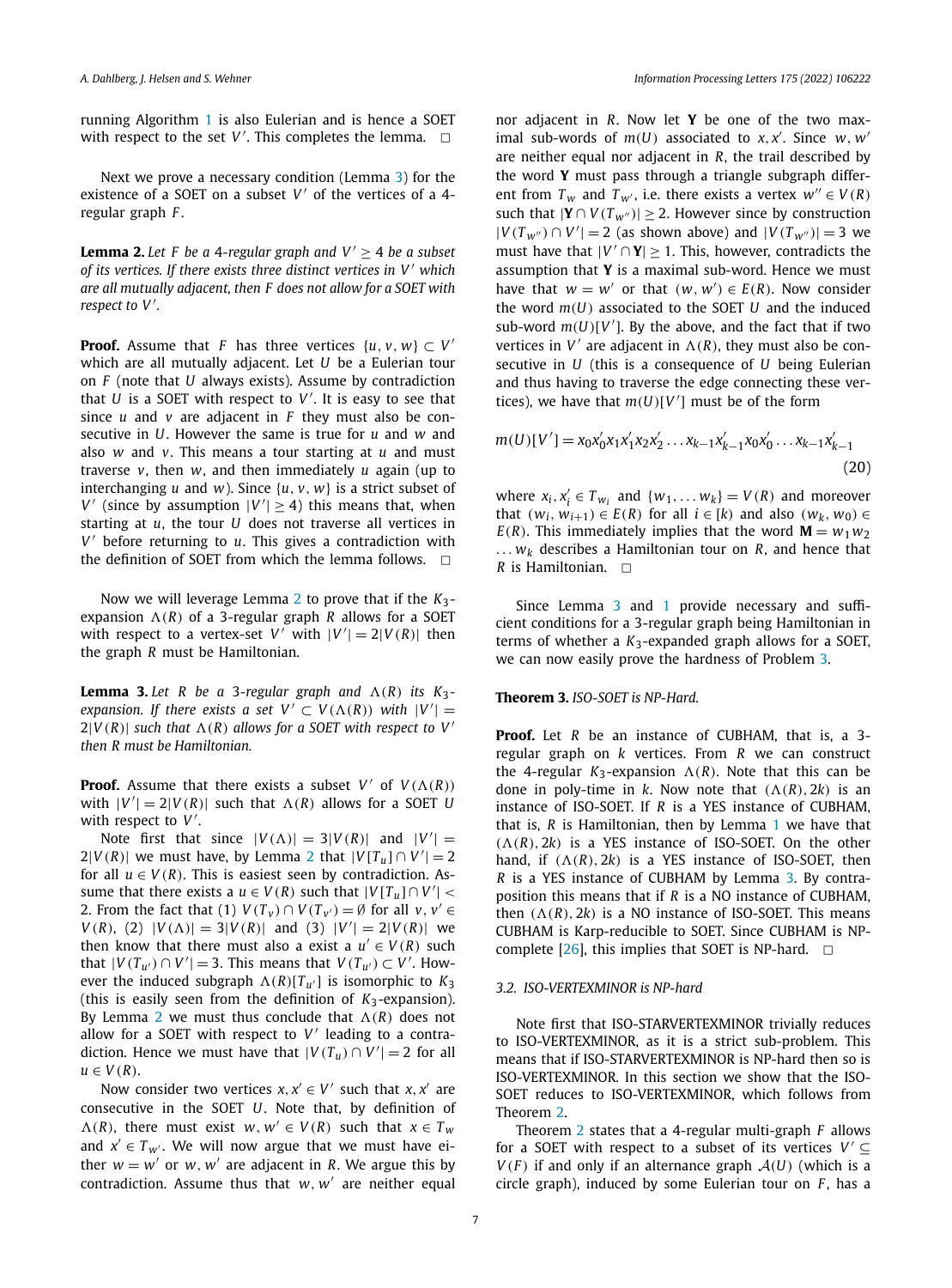running Algorithm 1 is also Eulerian and is hence a SOET with respect to the set $V'$. This completes the lemma. □

Next we prove a necessary condition (Lemma 3) for the existence of a SOET on a subset $V'$ of the vertices of a 4-regular graph $F$.

**Lemma 2.** *Let $F$ be a 4-regular graph and $V' \geq 4$ be a subset of its vertices. If there exists three distinct vertices in $V'$ which are all mutually adjacent, then $F$ does not allow for a SOET with respect to $V'$.*

**Proof.** Assume that $F$ has three vertices $\{u, v, w\} \subset V'$ which are all mutually adjacent. Let $U$ be a Eulerian tour on $F$ (note that $U$ always exists). Assume by contradiction that $U$ is a SOET with respect to $V'$. It is easy to see that since $u$ and $v$ are adjacent in $F$ they must also be consecutive in $U$. However the same is true for $u$ and $w$ and also $w$ and $v$. This means a tour starting at $u$ and must traverse $v$, then $w$, and then immediately $u$ again (up to interchanging $u$ and $w$). Since $\{u, v, w\}$ is a strict subset of $V'$ (since by assumption $|V'| \geq 4$) this means that, when starting at $u$, the tour $U$ does not traverse all vertices in $V'$ before returning to $u$. This gives a contradiction with the definition of SOET from which the lemma follows. □

Now we will leverage Lemma 2 to prove that if the $K_3$-expansion $\Lambda(R)$ of a 3-regular graph $R$ allows for a SOET with respect to a vertex-set $V'$ with $|V'| = 2|V(R)|$ then the graph $R$ must be Hamiltonian.

**Lemma 3.** *Let $R$ be a 3-regular graph and $\Lambda(R)$ its $K_3$-expansion. If there exists a set $V' \subset V(\Lambda(R))$ with $|V'| = 2|V(R)|$ such that $\Lambda(R)$ allows for a SOET with respect to $V'$ then $R$ must be Hamiltonian.*

**Proof.** Assume that there exists a subset $V'$ of $V(\Lambda(R))$ with $|V'| = 2|V(R)|$ such that $\Lambda(R)$ allows for a SOET $U$ with respect to $V'$.

Note first that since $|V(\Lambda)| = 3|V(R)|$ and $|V'| = 2|V(R)|$ we must have, by Lemma 2 that $|V[T_u] \cap V'| = 2$ for all $u \in V(R)$. This is easiest seen by contradiction. Assume that there exists a $u \in V(R)$ such that $|V[T_u] \cap V'| < 2$. From the fact that (1) $V(T_v) \cap V(T_{v'}) = \emptyset$ for all $v, v' \in V(R)$, (2) $|V(\Lambda)| = 3|V(R)|$ and (3) $|V'| = 2|V(R)|$ we then know that there must also a exist a $u' \in V(R)$ such that $|V(T_{u'}) \cap V'| = 3$. This means that $V(T_{u'}) \subset V'$. However the induced subgraph $\Lambda(R)[T_{u'}]$ is isomorphic to $K_3$ (this is easily seen from the definition of $K_3$-expansion). By Lemma 2 we must thus conclude that $\Lambda(R)$ does not allow for a SOET with respect to $V'$ leading to a contradiction. Hence we must have that $|V(T_u) \cap V'| = 2$ for all $u \in V(R)$.

Now consider two vertices $x, x' \in V'$ such that $x, x'$ are consecutive in the SOET $U$. Note that, by definition of $\Lambda(R)$, there must exist $w, w' \in V(R)$ such that $x \in T_w$ and $x' \in T_{w'}$. We will now argue that we must have either $w = w'$ or $w, w'$ are adjacent in $R$. We argue this by contradiction. Assume thus that $w, w'$ are neither equal nor adjacent in $R$. Now let $\mathbf{Y}$ be one of the two maximal sub-words of $m(U)$ associated to $x, x'$. Since $w, w'$ are neither equal nor adjacent in $R$, the trail described by the word $\mathbf{Y}$ must pass through a triangle subgraph different from $T_w$ and $T_{w'}$, i.e. there exists a vertex $w'' \in V(R)$ such that $|\mathbf{Y} \cap V(T_{w''})| \geq 2$. However since by construction $|V(T_{w''}) \cap V'| = 2$ (as shown above) and $|V(T_{w''})| = 3$ we must have that $|V' \cap \mathbf{Y}| \geq 1$. This, however, contradicts the assumption that $\mathbf{Y}$ is a maximal sub-word. Hence we must have that $w = w'$ or that $(w, w') \in E(R)$. Now consider the word $m(U)$ associated to the SOET $U$ and the induced sub-word $m(U)[V']$. By the above, and the fact that if two vertices in $V'$ are adjacent in $\Lambda(R)$, they must also be consecutive in $U$ (this is a consequence of $U$ being Eulerian and thus having to traverse the edge connecting these vertices), we have that $m(U)[V']$ must be of the form

$$m(U)[V'] = x_0 x'_0 x_1 x'_1 x_2 x'_2 \ldots x_{k-1} x'_{k-1} x_0 x'_0 \ldots x_{k-1} x'_{k-1} \tag{20}$$

where $x_i, x'_i \in T_{w_i}$ and $\{w_1, \ldots w_k\} = V(R)$ and moreover that $(w_i, w_{i+1}) \in E(R)$ for all $i \in [k)$ and also $(w_k, w_0) \in E(R)$. This immediately implies that the word $\mathbf{M} = w_1 w_2 \ldots w_k$ describes a Hamiltonian tour on $R$, and hence that $R$ is Hamiltonian. □

Since Lemma 3 and 1 provide necessary and sufficient conditions for a 3-regular graph being Hamiltonian in terms of whether a $K_3$-expanded graph allows for a SOET, we can now easily prove the hardness of Problem 3.

**Theorem 3.** *ISO-SOET is NP-Hard.*

**Proof.** Let $R$ be an instance of CUBHAM, that is, a 3-regular graph on $k$ vertices. From $R$ we can construct the 4-regular $K_3$-expansion $\Lambda(R)$. Note that this can be done in poly-time in $k$. Now note that $(\Lambda(R), 2k)$ is an instance of ISO-SOET. If $R$ is a YES instance of CUBHAM, that is, $R$ is Hamiltonian, then by Lemma 1 we have that $(\Lambda(R), 2k)$ is a YES instance of ISO-SOET. On the other hand, if $(\Lambda(R), 2k)$ is a YES instance of ISO-SOET, then $R$ is a YES instance of CUBHAM by Lemma 3. By contraposition this means that if $R$ is a NO instance of CUBHAM, then $(\Lambda(R), 2k)$ is a NO instance of ISO-SOET. This means CUBHAM is Karp-reducible to SOET. Since CUBHAM is NP-complete [26], this implies that SOET is NP-hard. □

### 3.2. ISO-VERTEXMINOR is NP-hard

Note first that ISO-STARVERTEXMINOR trivially reduces to ISO-VERTEXMINOR, as it is a strict sub-problem. This means that if ISO-STARVERTEXMINOR is NP-hard then so is ISO-VERTEXMINOR. In this section we show that the ISO-SOET reduces to ISO-VERTEXMINOR, which follows from Theorem 2.

Theorem 2 states that a 4-regular multi-graph $F$ allows for a SOET with respect to a subset of its vertices $V' \subseteq V(F)$ if and only if an alternance graph $\mathcal{A}(U)$ (which is a circle graph), induced by some Eulerian tour on $F$, has a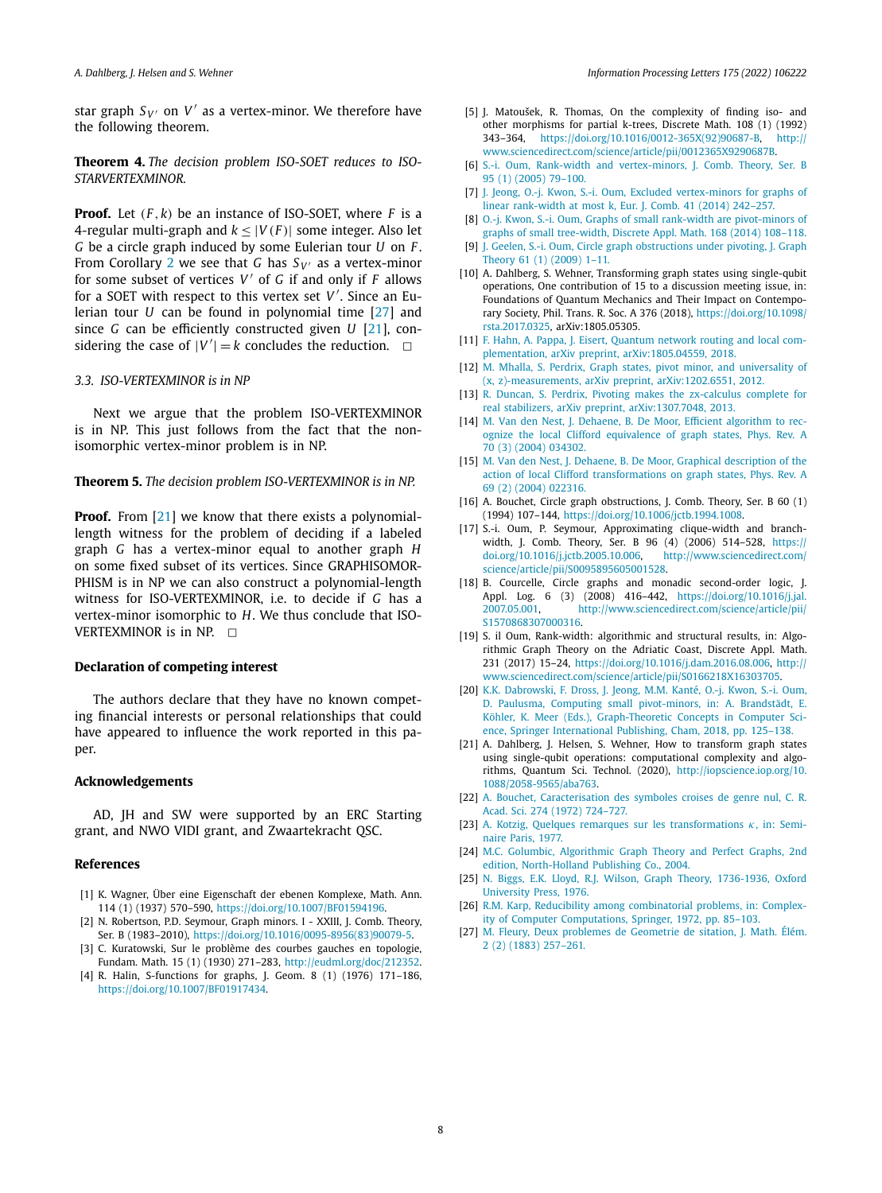star graph $S_{V'}$ on $V'$ as a vertex-minor. We therefore have the following theorem.

**Theorem 4.** *The decision problem ISO-SOET reduces to ISO-STARVERTEXMINOR.*

**Proof.** Let $(F, k)$ be an instance of ISO-SOET, where $F$ is a 4-regular multi-graph and $k \leq |V(F)|$ some integer. Also let $G$ be a circle graph induced by some Eulerian tour $U$ on $F$. From Corollary 2 we see that $G$ has $S_{V'}$ as a vertex-minor for some subset of vertices $V'$ of $G$ if and only if $F$ allows for a SOET with respect to this vertex set $V'$. Since an Eulerian tour $U$ can be found in polynomial time [27] and since $G$ can be efficiently constructed given $U$ [21], considering the case of $|V'| = k$ concludes the reduction. □

### 3.3. ISO-VERTEXMINOR is in NP

Next we argue that the problem ISO-VERTEXMINOR is in NP. This just follows from the fact that the non-isomorphic vertex-minor problem is in NP.

**Theorem 5.** *The decision problem ISO-VERTEXMINOR is in NP.*

**Proof.** From [21] we know that there exists a polynomial-length witness for the problem of deciding if a labeled graph $G$ has a vertex-minor equal to another graph $H$ on some fixed subset of its vertices. Since GRAPHISOMORPHISM is in NP we can also construct a polynomial-length witness for ISO-VERTEXMINOR, i.e. to decide if $G$ has a vertex-minor isomorphic to $H$. We thus conclude that ISO-VERTEXMINOR is in NP. □

## Declaration of competing interest

The authors declare that they have no known competing financial interests or personal relationships that could have appeared to influence the work reported in this paper.

## Acknowledgements

AD, JH and SW were supported by an ERC Starting grant, and NWO VIDI grant, and Zwaartekracht QSC.

## References

[1] K. Wagner, Über eine Eigenschaft der ebenen Komplexe, Math. Ann. 114 (1) (1937) 570–590, https://doi.org/10.1007/BF01594196.

[2] N. Robertson, P.D. Seymour, Graph minors. I - XXIII, J. Comb. Theory, Ser. B (1983–2010), https://doi.org/10.1016/0095-8956(83)90079-5.

[3] C. Kuratowski, Sur le problème des courbes gauches en topologie, Fundam. Math. 15 (1) (1930) 271–283, http://eudml.org/doc/212352.

[4] R. Halin, S-functions for graphs, J. Geom. 8 (1) (1976) 171–186, https://doi.org/10.1007/BF01917434.

[5] J. Matoušek, R. Thomas, On the complexity of finding iso- and other morphisms for partial k-trees, Discrete Math. 108 (1) (1992) 343–364, https://doi.org/10.1016/0012-365X(92)90687-B, http://www.sciencedirect.com/science/article/pii/0012365X9290687B.

[6] S.-i. Oum, Rank-width and vertex-minors, J. Comb. Theory, Ser. B 95 (1) (2005) 79–100.

[7] J. Jeong, O.-j. Kwon, S.-i. Oum, Excluded vertex-minors for graphs of linear rank-width at most k, Eur. J. Comb. 41 (2014) 242–257.

[8] O.-j. Kwon, S.-i. Oum, Graphs of small rank-width are pivot-minors of graphs of small tree-width, Discrete Appl. Math. 168 (2014) 108–118.

[9] J. Geelen, S.-i. Oum, Circle graph obstructions under pivoting, J. Graph Theory 61 (1) (2009) 1–11.

[10] A. Dahlberg, S. Wehner, Transforming graph states using single-qubit operations, One contribution of 15 to a discussion meeting issue, in: Foundations of Quantum Mechanics and Their Impact on Contemporary Society, Phil. Trans. R. Soc. A 376 (2018), https://doi.org/10.1098/rsta.2017.0325, arXiv:1805.05305.

[11] F. Hahn, A. Pappa, J. Eisert, Quantum network routing and local complementation, arXiv preprint, arXiv:1805.04559, 2018.

[12] M. Mhalla, S. Perdrix, Graph states, pivot minor, and universality of (x, z)-measurements, arXiv preprint, arXiv:1202.6551, 2012.

[13] R. Duncan, S. Perdrix, Pivoting makes the zx-calculus complete for real stabilizers, arXiv preprint, arXiv:1307.7048, 2013.

[14] M. Van den Nest, J. Dehaene, B. De Moor, Efficient algorithm to recognize the local Clifford equivalence of graph states, Phys. Rev. A 70 (3) (2004) 034302.

[15] M. Van den Nest, J. Dehaene, B. De Moor, Graphical description of the action of local Clifford transformations on graph states, Phys. Rev. A 69 (2) (2004) 022316.

[16] A. Bouchet, Circle graph obstructions, J. Comb. Theory, Ser. B 60 (1) (1994) 107–144, https://doi.org/10.1006/jctb.1994.1008.

[17] S.-i. Oum, P. Seymour, Approximating clique-width and branch-width, J. Comb. Theory, Ser. B 96 (4) (2006) 514–528, https://doi.org/10.1016/j.jctb.2005.10.006, http://www.sciencedirect.com/science/article/pii/S0095895605001528.

[18] B. Courcelle, Circle graphs and monadic second-order logic, J. Appl. Log. 6 (3) (2008) 416–442, https://doi.org/10.1016/j.jal.2007.05.001, http://www.sciencedirect.com/science/article/pii/S1570868307000316.

[19] S. il Oum, Rank-width: algorithmic and structural results, in: Algorithmic Graph Theory on the Adriatic Coast, Discrete Appl. Math. 231 (2017) 15–24, https://doi.org/10.1016/j.dam.2016.08.006, http://www.sciencedirect.com/science/article/pii/S0166218X16303705.

[20] K.K. Dabrowski, F. Dross, J. Jeong, M.M. Kanté, O.-j. Kwon, S.-i. Oum, D. Paulusma, Computing small pivot-minors, in: A. Brandstädt, E. Köhler, K. Meer (Eds.), Graph-Theoretic Concepts in Computer Science, Springer International Publishing, Cham, 2018, pp. 125–138.

[21] A. Dahlberg, J. Helsen, S. Wehner, How to transform graph states using single-qubit operations: computational complexity and algorithms, Quantum Sci. Technol. (2020), http://iopscience.iop.org/10.1088/2058-9565/aba763.

[22] A. Bouchet, Caracterisation des symboles croises de genre nul, C. R. Acad. Sci. 274 (1972) 724–727.

[23] A. Kotzig, Quelques remarques sur les transformations $\kappa$, in: Seminaire Paris, 1977.

[24] M.C. Golumbic, Algorithmic Graph Theory and Perfect Graphs, 2nd edition, North-Holland Publishing Co., 2004.

[25] N. Biggs, E.K. Lloyd, R.J. Wilson, Graph Theory, 1736-1936, Oxford University Press, 1976.

[26] R.M. Karp, Reducibility among combinatorial problems, in: Complexity of Computer Computations, Springer, 1972, pp. 85–103.

[27] M. Fleury, Deux problemes de Geometrie de sitation, J. Math. Élém. 2 (2) (1883) 257–261.